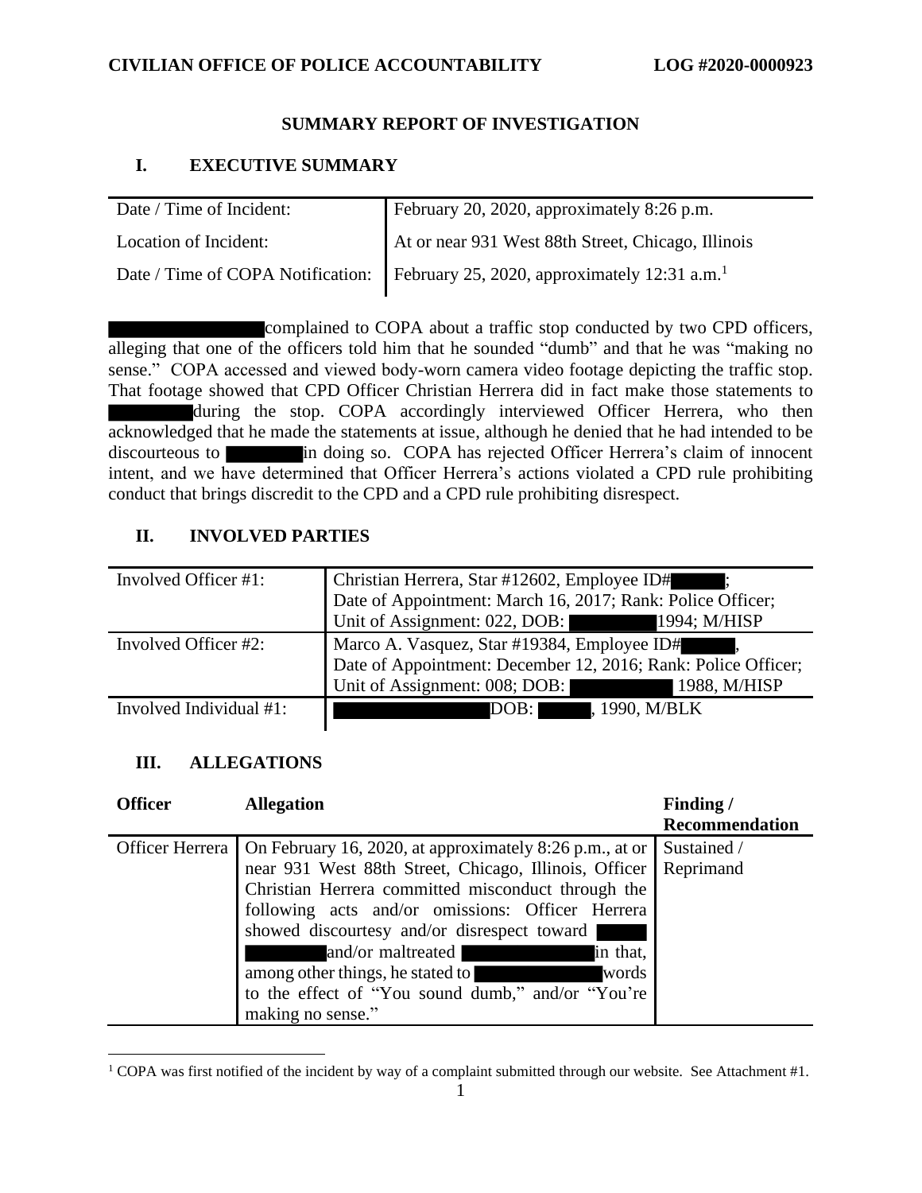**CIVILIAN OFFICE OF POLICE ACCOUNTABILITY** **LOG #2020-0000923**

## SUMMARY REPORT OF INVESTIGATION

### I. EXECUTIVE SUMMARY

| | |
|---|---|
| Date / Time of Incident: | February 20, 2020, approximately 8:26 p.m. |
| Location of Incident: | At or near 931 West 88th Street, Chicago, Illinois |
| Date / Time of COPA Notification: | February 25, 2020, approximately 12:31 a.m.[1] |

██████████ complained to COPA about a traffic stop conducted by two CPD officers, alleging that one of the officers told him that he sounded "dumb" and that he was "making no sense." COPA accessed and viewed body-worn camera video footage depicting the traffic stop. That footage showed that CPD Officer Christian Herrera did in fact make those statements to ██████ during the stop. COPA accordingly interviewed Officer Herrera, who then acknowledged that he made the statements at issue, although he denied that he had intended to be discourteous to ██████ in doing so. COPA has rejected Officer Herrera's claim of innocent intent, and we have determined that Officer Herrera's actions violated a CPD rule prohibiting conduct that brings discredit to the CPD and a CPD rule prohibiting disrespect.

### II. INVOLVED PARTIES

| | |
|---|---|
| Involved Officer #1: | Christian Herrera, Star #12602, Employee ID# ████; Date of Appointment: March 16, 2017; Rank: Police Officer; Unit of Assignment: 022, DOB: ██████ 1994; M/HISP |
| Involved Officer #2: | Marco A. Vasquez, Star #19384, Employee ID# ████, Date of Appointment: December 12, 2016; Rank: Police Officer; Unit of Assignment: 008; DOB: ██████ 1988, M/HISP |
| Involved Individual #1: | ██████████ DOB: ████, 1990, M/BLK |

### III. ALLEGATIONS

| Officer | Allegation | Finding / Recommendation |
|---|---|---|
| Officer Herrera | On February 16, 2020, at approximately 8:26 p.m., at or near 931 West 88th Street, Chicago, Illinois, Officer Christian Herrera committed misconduct through the following acts and/or omissions: Officer Herrera showed discourtesy and/or disrespect toward ██████ and/or maltreated ██████ in that, among other things, he stated to ██████ words to the effect of "You sound dumb," and/or "You're making no sense." | Sustained / Reprimand |

[1] COPA was first notified of the incident by way of a complaint submitted through our website. See Attachment #1.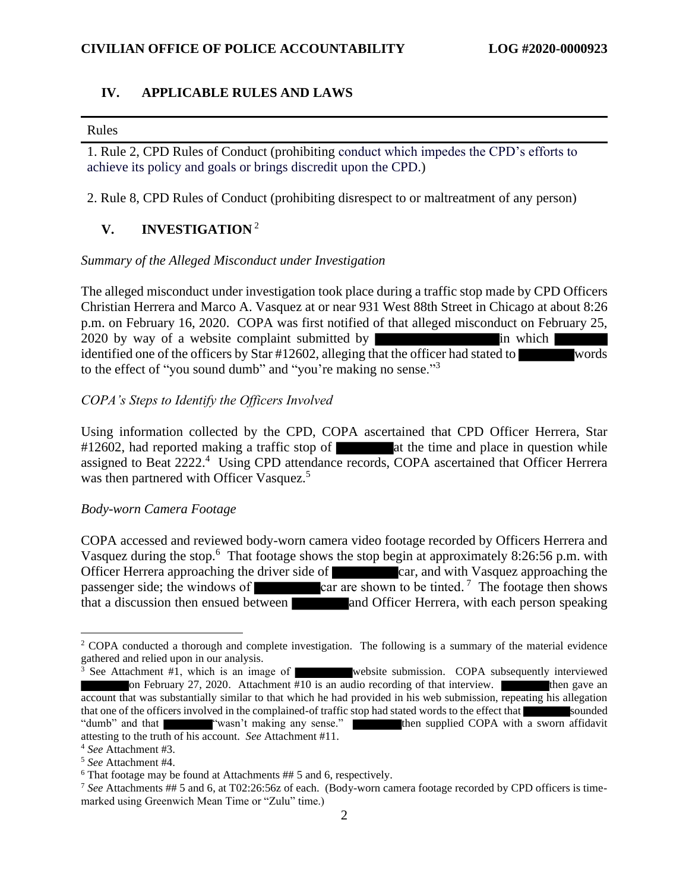## IV. APPLICABLE RULES AND LAWS

| Rules |
| --- |
| 1. Rule 2, CPD Rules of Conduct (prohibiting conduct which impedes the CPD's efforts to achieve its policy and goals or brings discredit upon the CPD.) |
| 2. Rule 8, CPD Rules of Conduct (prohibiting disrespect to or maltreatment of any person) |

## V. INVESTIGATION [2]

*Summary of the Alleged Misconduct under Investigation*

The alleged misconduct under investigation took place during a traffic stop made by CPD Officers Christian Herrera and Marco A. Vasquez at or near 931 West 88th Street in Chicago at about 8:26 p.m. on February 16, 2020. COPA was first notified of that alleged misconduct on February 25, 2020 by way of a website complaint submitted by ████████ in which ████ identified one of the officers by Star #12602, alleging that the officer had stated to ████ words to the effect of "you sound dumb" and "you're making no sense."[3]

*COPA's Steps to Identify the Officers Involved*

Using information collected by the CPD, COPA ascertained that CPD Officer Herrera, Star #12602, had reported making a traffic stop of ████ at the time and place in question while assigned to Beat 2222.[4] Using CPD attendance records, COPA ascertained that Officer Herrera was then partnered with Officer Vasquez.[5]

*Body-worn Camera Footage*

COPA accessed and reviewed body-worn camera video footage recorded by Officers Herrera and Vasquez during the stop.[6] That footage shows the stop begin at approximately 8:26:56 p.m. with Officer Herrera approaching the driver side of ████ car, and with Vasquez approaching the passenger side; the windows of ████ car are shown to be tinted.[7] The footage then shows that a discussion then ensued between ████ and Officer Herrera, with each person speaking

---

[2] COPA conducted a thorough and complete investigation. The following is a summary of the material evidence gathered and relied upon in our analysis.

[3] See Attachment #1, which is an image of ████ website submission. COPA subsequently interviewed ████ on February 27, 2020. Attachment #10 is an audio recording of that interview. ████ then gave an account that was substantially similar to that which he had provided in his web submission, repeating his allegation that one of the officers involved in the complained-of traffic stop had stated words to the effect that ████ sounded "dumb" and that ████ "wasn't making any sense." ████ then supplied COPA with a sworn affidavit attesting to the truth of his account. *See* Attachment #11.

[4] *See* Attachment #3.

[5] *See* Attachment #4.

[6] That footage may be found at Attachments ## 5 and 6, respectively.

[7] *See* Attachments ## 5 and 6, at T02:26:56z of each. (Body-worn camera footage recorded by CPD officers is time-marked using Greenwich Mean Time or "Zulu" time.)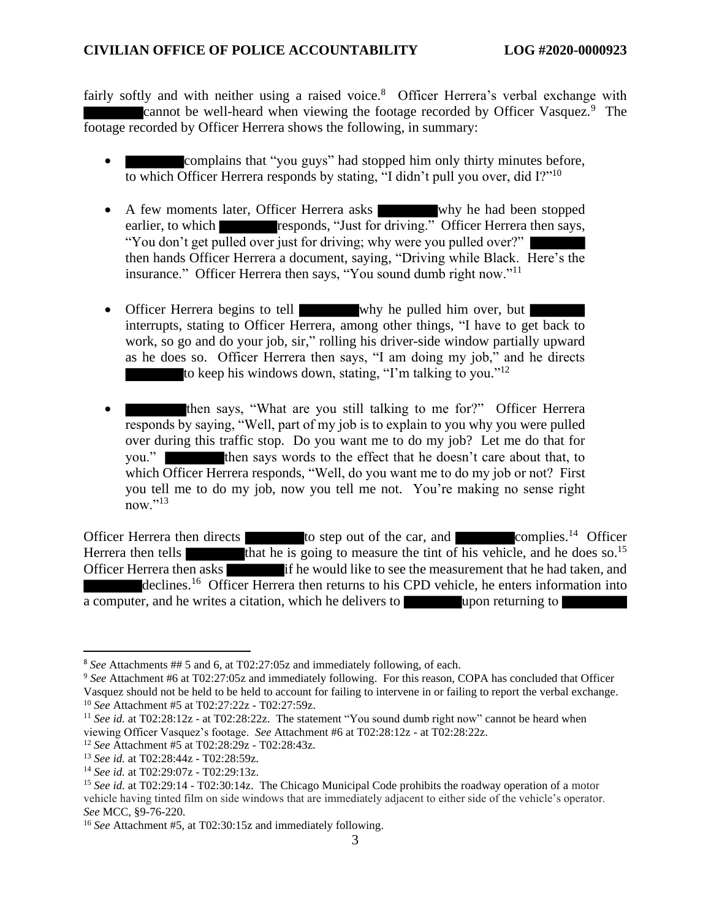fairly softly and with neither using a raised voice.[8] Officer Herrera's verbal exchange with ████████ cannot be well-heard when viewing the footage recorded by Officer Vasquez.[9] The footage recorded by Officer Herrera shows the following, in summary:

- ████████ complains that "you guys" had stopped him only thirty minutes before, to which Officer Herrera responds by stating, "I didn't pull you over, did I?"[10]

- A few moments later, Officer Herrera asks ████████ why he had been stopped earlier, to which ████████ responds, "Just for driving." Officer Herrera then says, "You don't get pulled over just for driving; why were you pulled over?" ████████ then hands Officer Herrera a document, saying, "Driving while Black. Here's the insurance." Officer Herrera then says, "You sound dumb right now."[11]

- Officer Herrera begins to tell ████████ why he pulled him over, but ████████ interrupts, stating to Officer Herrera, among other things, "I have to get back to work, so go and do your job, sir," rolling his driver-side window partially upward as he does so. Officer Herrera then says, "I am doing my job," and he directs ████████ to keep his windows down, stating, "I'm talking to you."[12]

- ████████ then says, "What are you still talking to me for?" Officer Herrera responds by saying, "Well, part of my job is to explain to you why you were pulled over during this traffic stop. Do you want me to do my job? Let me do that for you." ████████ then says words to the effect that he doesn't care about that, to which Officer Herrera responds, "Well, do you want me to do my job or not? First you tell me to do my job, now you tell me not. You're making no sense right now."[13]

Officer Herrera then directs ████████ to step out of the car, and ████████ complies.[14] Officer Herrera then tells ████████ that he is going to measure the tint of his vehicle, and he does so.[15] Officer Herrera then asks ████████ if he would like to see the measurement that he had taken, and ████████ declines.[16] Officer Herrera then returns to his CPD vehicle, he enters information into a computer, and he writes a citation, which he delivers to ████████ upon returning to ████████

---

[8] *See* Attachments ## 5 and 6, at T02:27:05z and immediately following, of each.

[9] *See* Attachment #6 at T02:27:05z and immediately following. For this reason, COPA has concluded that Officer Vasquez should not be held to be held to account for failing to intervene in or failing to report the verbal exchange.

[10] *See* Attachment #5 at T02:27:22z - T02:27:59z.

[11] *See id.* at T02:28:12z - at T02:28:22z. The statement "You sound dumb right now" cannot be heard when viewing Officer Vasquez's footage. *See* Attachment #6 at T02:28:12z - at T02:28:22z.

[12] *See* Attachment #5 at T02:28:29z - T02:28:43z.

[13] *See id.* at T02:28:44z - T02:28:59z.

[14] *See id.* at T02:29:07z - T02:29:13z.

[15] *See id.* at T02:29:14 - T02:30:14z. The Chicago Municipal Code prohibits the roadway operation of a motor vehicle having tinted film on side windows that are immediately adjacent to either side of the vehicle's operator. *See* MCC, §9-76-220.

[16] *See* Attachment #5, at T02:30:15z and immediately following.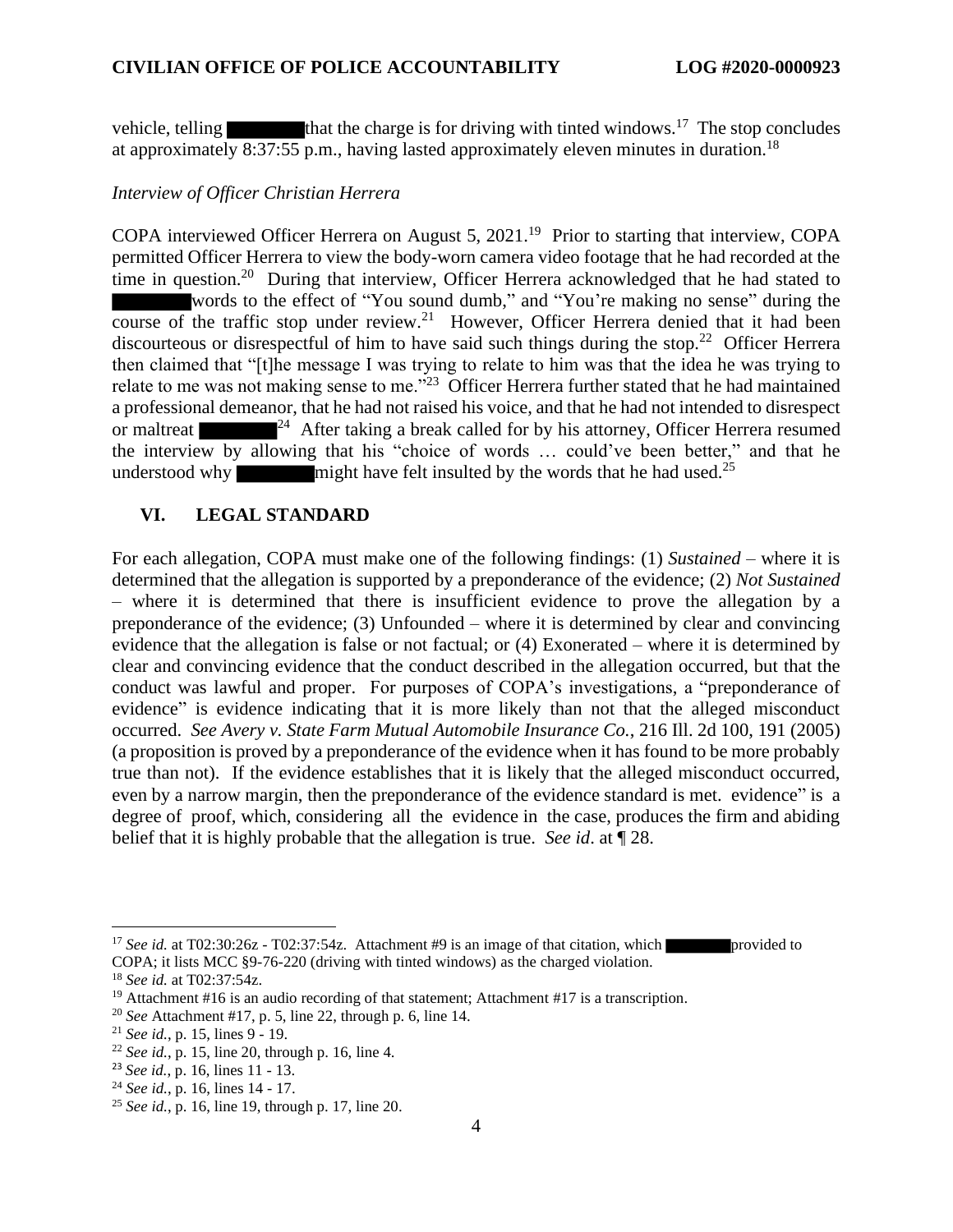vehicle, telling ███████ that the charge is for driving with tinted windows.[17] The stop concludes at approximately 8:37:55 p.m., having lasted approximately eleven minutes in duration.[18]

*Interview of Officer Christian Herrera*

COPA interviewed Officer Herrera on August 5, 2021.[19] Prior to starting that interview, COPA permitted Officer Herrera to view the body-worn camera video footage that he had recorded at the time in question.[20] During that interview, Officer Herrera acknowledged that he had stated to ███████ words to the effect of "You sound dumb," and "You're making no sense" during the course of the traffic stop under review.[21] However, Officer Herrera denied that it had been discourteous or disrespectful of him to have said such things during the stop.[22] Officer Herrera then claimed that "[t]he message I was trying to relate to him was that the idea he was trying to relate to me was not making sense to me."[23] Officer Herrera further stated that he had maintained a professional demeanor, that he had not raised his voice, and that he had not intended to disrespect or maltreat ███████.[24] After taking a break called for by his attorney, Officer Herrera resumed the interview by allowing that his "choice of words … could've been better," and that he understood why ███████ might have felt insulted by the words that he had used.[25]

## VI. LEGAL STANDARD

For each allegation, COPA must make one of the following findings: (1) *Sustained* – where it is determined that the allegation is supported by a preponderance of the evidence; (2) *Not Sustained* – where it is determined that there is insufficient evidence to prove the allegation by a preponderance of the evidence; (3) Unfounded – where it is determined by clear and convincing evidence that the allegation is false or not factual; or (4) Exonerated – where it is determined by clear and convincing evidence that the conduct described in the allegation occurred, but that the conduct was lawful and proper. For purposes of COPA's investigations, a "preponderance of evidence" is evidence indicating that it is more likely than not that the alleged misconduct occurred. *See Avery v. State Farm Mutual Automobile Insurance Co.*, 216 Ill. 2d 100, 191 (2005) (a proposition is proved by a preponderance of the evidence when it has found to be more probably true than not). If the evidence establishes that it is likely that the alleged misconduct occurred, even by a narrow margin, then the preponderance of the evidence standard is met. evidence" is a degree of proof, which, considering all the evidence in the case, produces the firm and abiding belief that it is highly probable that the allegation is true. *See id*. at ¶ 28.

---

[17] *See id.* at T02:30:26z - T02:37:54z. Attachment #9 is an image of that citation, which ███████ provided to COPA; it lists MCC §9-76-220 (driving with tinted windows) as the charged violation.

[18] *See id.* at T02:37:54z.

[19] Attachment #16 is an audio recording of that statement; Attachment #17 is a transcription.

[20] *See* Attachment #17, p. 5, line 22, through p. 6, line 14.

[21] *See id.*, p. 15, lines 9 - 19.

[22] *See id.*, p. 15, line 20, through p. 16, line 4.

[23] *See id.*, p. 16, lines 11 - 13.

[24] *See id.*, p. 16, lines 14 - 17.

[25] *See id.*, p. 16, line 19, through p. 17, line 20.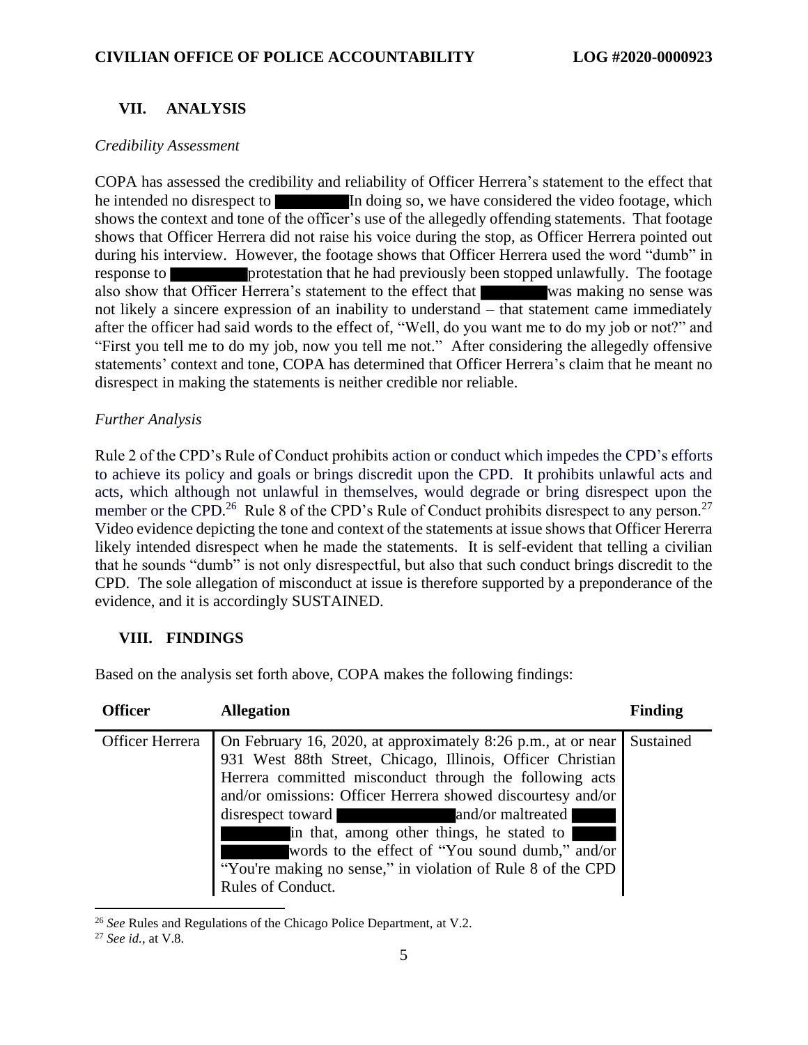## VII. ANALYSIS

*Credibility Assessment*

COPA has assessed the credibility and reliability of Officer Herrera's statement to the effect that he intended no disrespect to ██████ In doing so, we have considered the video footage, which shows the context and tone of the officer's use of the allegedly offending statements. That footage shows that Officer Herrera did not raise his voice during the stop, as Officer Herrera pointed out during his interview. However, the footage shows that Officer Herrera used the word "dumb" in response to ██████ protestation that he had previously been stopped unlawfully. The footage also show that Officer Herrera's statement to the effect that ██████ was making no sense was not likely a sincere expression of an inability to understand – that statement came immediately after the officer had said words to the effect of, "Well, do you want me to do my job or not?" and "First you tell me to do my job, now you tell me not." After considering the allegedly offensive statements' context and tone, COPA has determined that Officer Herrera's claim that he meant no disrespect in making the statements is neither credible nor reliable.

*Further Analysis*

Rule 2 of the CPD's Rule of Conduct prohibits action or conduct which impedes the CPD's efforts to achieve its policy and goals or brings discredit upon the CPD. It prohibits unlawful acts and acts, which although not unlawful in themselves, would degrade or bring disrespect upon the member or the CPD.[26] Rule 8 of the CPD's Rule of Conduct prohibits disrespect to any person.[27] Video evidence depicting the tone and context of the statements at issue shows that Officer Hererra likely intended disrespect when he made the statements. It is self-evident that telling a civilian that he sounds "dumb" is not only disrespectful, but also that such conduct brings discredit to the CPD. The sole allegation of misconduct at issue is therefore supported by a preponderance of the evidence, and it is accordingly SUSTAINED.

## VIII. FINDINGS

Based on the analysis set forth above, COPA makes the following findings:

| Officer | Allegation | Finding |
|---|---|---|
| Officer Herrera | On February 16, 2020, at approximately 8:26 p.m., at or near 931 West 88th Street, Chicago, Illinois, Officer Christian Herrera committed misconduct through the following acts and/or omissions: Officer Herrera showed discourtesy and/or disrespect toward ██████ and/or maltreated ██████ in that, among other things, he stated to ██████ words to the effect of "You sound dumb," and/or "You're making no sense," in violation of Rule 8 of the CPD Rules of Conduct. | Sustained |

[26] *See* Rules and Regulations of the Chicago Police Department, at V.2.

[27] *See id.*, at V.8.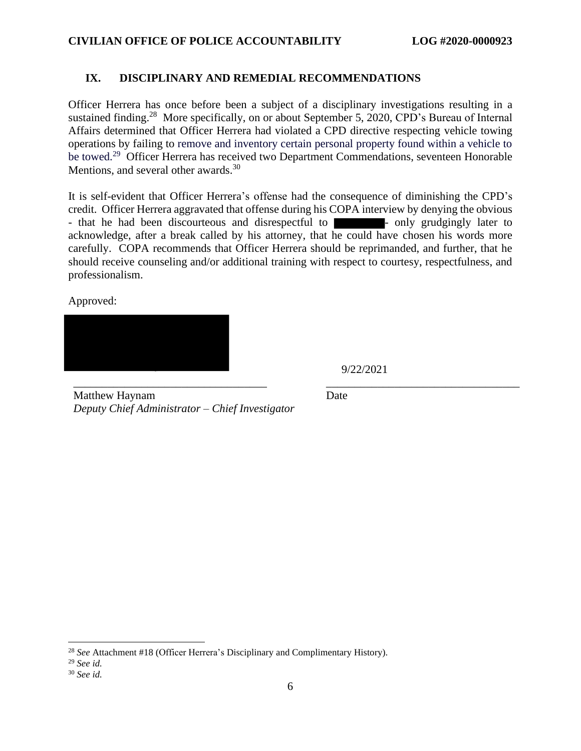## IX. DISCIPLINARY AND REMEDIAL RECOMMENDATIONS

Officer Herrera has once before been a subject of a disciplinary investigations resulting in a sustained finding.[28] More specifically, on or about September 5, 2020, CPD's Bureau of Internal Affairs determined that Officer Herrera had violated a CPD directive respecting vehicle towing operations by failing to remove and inventory certain personal property found within a vehicle to be towed.[29] Officer Herrera has received two Department Commendations, seventeen Honorable Mentions, and several other awards.[30]

It is self-evident that Officer Herrera's offense had the consequence of diminishing the CPD's credit. Officer Herrera aggravated that offense during his COPA interview by denying the obvious - that he had been discourteous and disrespectful to ████████ - only grudgingly later to acknowledge, after a break called by his attorney, that he could have chosen his words more carefully. COPA recommends that Officer Herrera should be reprimanded, and further, that he should receive counseling and/or additional training with respect to courtesy, respectfulness, and professionalism.

Approved:

████████████████ 9/22/2021

\_\_\_\_\_\_\_\_\_\_\_\_\_\_\_\_\_\_\_\_\_\_\_\_\_\_\_\_\_\_\_\_\_\_ \_\_\_\_\_\_\_\_\_\_\_\_\_\_\_\_\_\_\_\_\_\_\_\_\_\_\_\_\_\_\_\_\_\_

Matthew Haynam  
*Deputy Chief Administrator – Chief Investigator*

Date

---

[28] *See* Attachment #18 (Officer Herrera's Disciplinary and Complimentary History).

[29] *See id.*

[30] *See id.*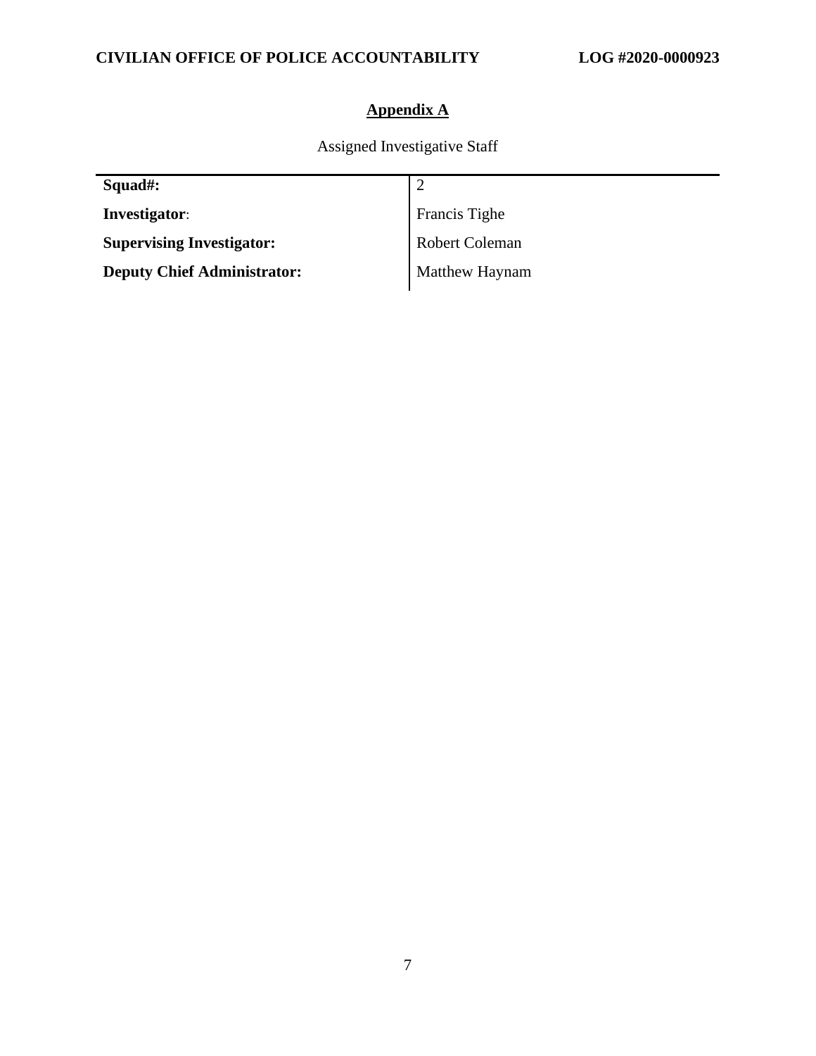## Appendix A

Assigned Investigative Staff

| | |
|---|---|
| **Squad#:** | 2 |
| **Investigator:** | Francis Tighe |
| **Supervising Investigator:** | Robert Coleman |
| **Deputy Chief Administrator:** | Matthew Haynam |